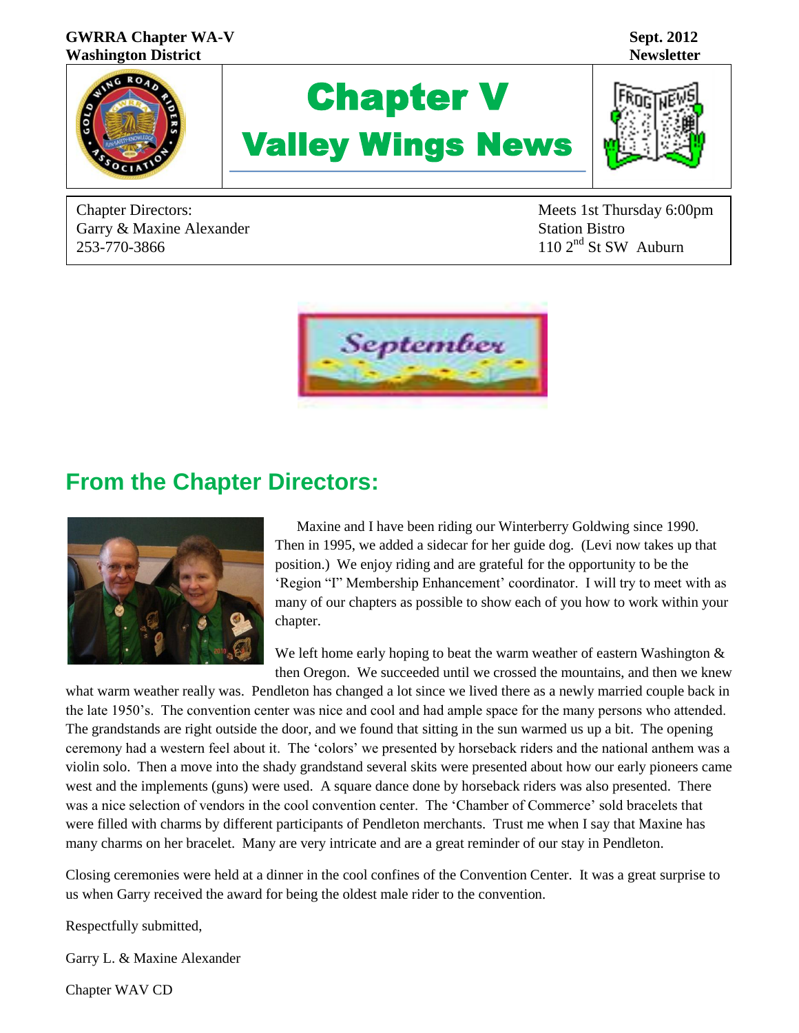**GWRRA Chapter WA-V**
**Washington District**

**Sept. 2012**
**Newsletter**

# Chapter V
# Valley Wings News

Chapter Directors:
Garry & Maxine Alexander
253-770-3866

Meets 1st Thursday 6:00pm
Station Bistro
110 2nd St SW Auburn

September

## From the Chapter Directors:

Maxine and I have been riding our Winterberry Goldwing since 1990. Then in 1995, we added a sidecar for her guide dog. (Levi now takes up that position.) We enjoy riding and are grateful for the opportunity to be the 'Region "I" Membership Enhancement' coordinator. I will try to meet with as many of our chapters as possible to show each of you how to work within your chapter.

We left home early hoping to beat the warm weather of eastern Washington & then Oregon. We succeeded until we crossed the mountains, and then we knew what warm weather really was. Pendleton has changed a lot since we lived there as a newly married couple back in the late 1950's. The convention center was nice and cool and had ample space for the many persons who attended. The grandstands are right outside the door, and we found that sitting in the sun warmed us up a bit. The opening ceremony had a western feel about it. The 'colors' we presented by horseback riders and the national anthem was a violin solo. Then a move into the shady grandstand several skits were presented about how our early pioneers came west and the implements (guns) were used. A square dance done by horseback riders was also presented. There was a nice selection of vendors in the cool convention center. The 'Chamber of Commerce' sold bracelets that were filled with charms by different participants of Pendleton merchants. Trust me when I say that Maxine has many charms on her bracelet. Many are very intricate and are a great reminder of our stay in Pendleton.

Closing ceremonies were held at a dinner in the cool confines of the Convention Center. It was a great surprise to us when Garry received the award for being the oldest male rider to the convention.

Respectfully submitted,

Garry L. & Maxine Alexander

Chapter WAV CD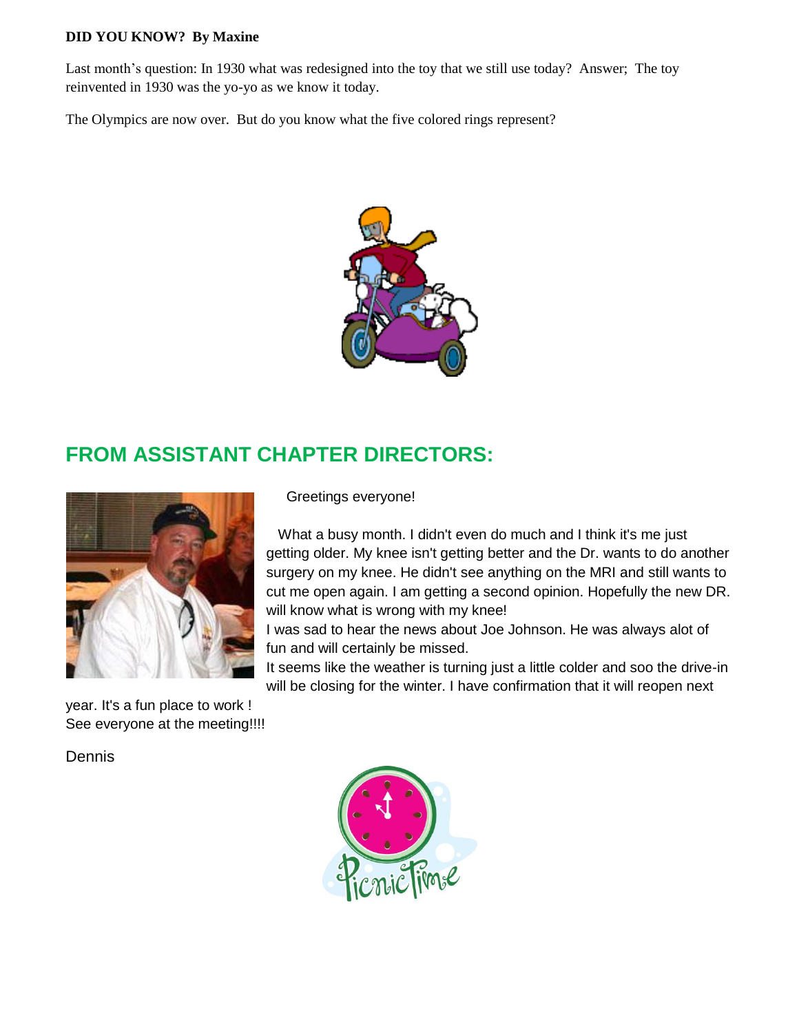**DID YOU KNOW? By Maxine**

Last month's question: In 1930 what was redesigned into the toy that we still use today? Answer; The toy reinvented in 1930 was the yo-yo as we know it today.

The Olympics are now over. But do you know what the five colored rings represent?

## FROM ASSISTANT CHAPTER DIRECTORS:

Greetings everyone!

What a busy month. I didn't even do much and I think it's me just getting older. My knee isn't getting better and the Dr. wants to do another surgery on my knee. He didn't see anything on the MRI and still wants to cut me open again. I am getting a second opinion. Hopefully the new DR. will know what is wrong with my knee!

I was sad to hear the news about Joe Johnson. He was always alot of fun and will certainly be missed.

It seems like the weather is turning just a little colder and soo the drive-in will be closing for the winter. I have confirmation that it will reopen next year. It's a fun place to work !

See everyone at the meeting!!!!

Dennis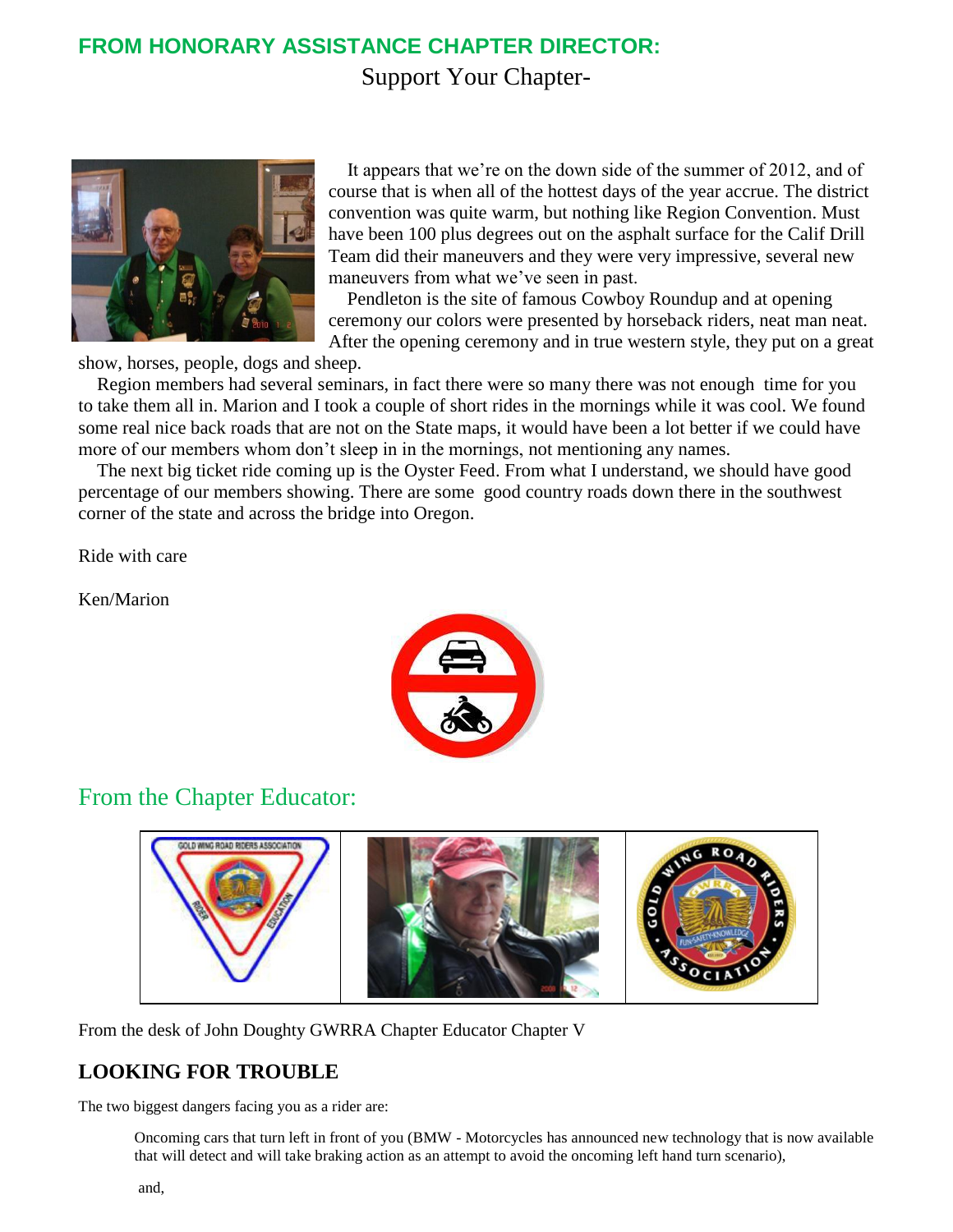## FROM HONORARY ASSISTANCE CHAPTER DIRECTOR:

Support Your Chapter-

It appears that we're on the down side of the summer of 2012, and of course that is when all of the hottest days of the year accrue. The district convention was quite warm, but nothing like Region Convention. Must have been 100 plus degrees out on the asphalt surface for the Calif Drill Team did their maneuvers and they were very impressive, several new maneuvers from what we've seen in past.

Pendleton is the site of famous Cowboy Roundup and at opening ceremony our colors were presented by horseback riders, neat man neat. After the opening ceremony and in true western style, they put on a great show, horses, people, dogs and sheep.

Region members had several seminars, in fact there were so many there was not enough time for you to take them all in. Marion and I took a couple of short rides in the mornings while it was cool. We found some real nice back roads that are not on the State maps, it would have been a lot better if we could have more of our members whom don't sleep in in the mornings, not mentioning any names.

The next big ticket ride coming up is the Oyster Feed. From what I understand, we should have good percentage of our members showing. There are some good country roads down there in the southwest corner of the state and across the bridge into Oregon.

Ride with care

Ken/Marion

## From the Chapter Educator:

From the desk of John Doughty GWRRA Chapter Educator Chapter V

### LOOKING FOR TROUBLE

The two biggest dangers facing you as a rider are:

> Oncoming cars that turn left in front of you (BMW - Motorcycles has announced new technology that is now available that will detect and will take braking action as an attempt to avoid the oncoming left hand turn scenario),
>
> and,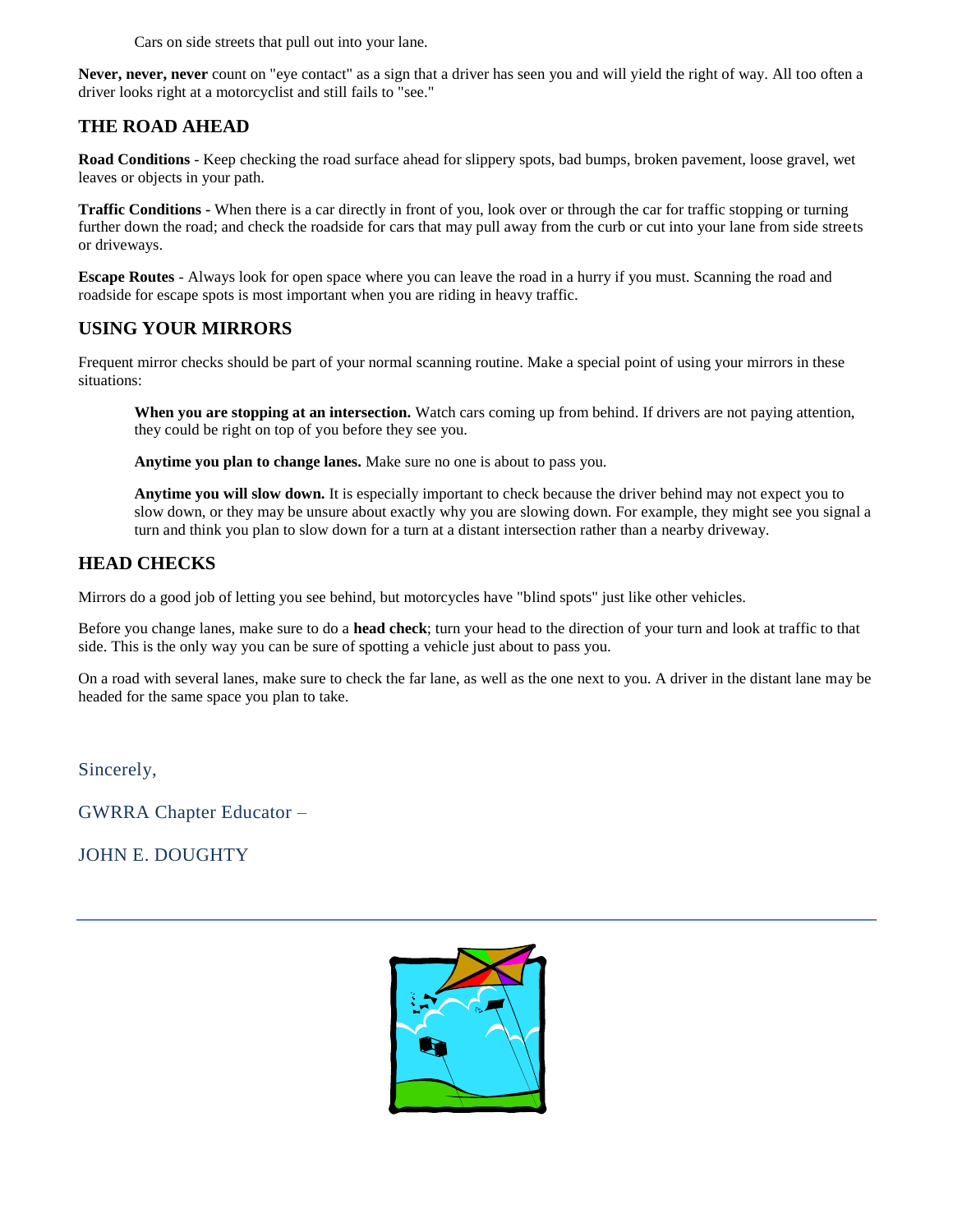Cars on side streets that pull out into your lane.

**Never, never, never** count on "eye contact" as a sign that a driver has seen you and will yield the right of way. All too often a driver looks right at a motorcyclist and still fails to "see."

## THE ROAD AHEAD

**Road Conditions** - Keep checking the road surface ahead for slippery spots, bad bumps, broken pavement, loose gravel, wet leaves or objects in your path.

**Traffic Conditions -** When there is a car directly in front of you, look over or through the car for traffic stopping or turning further down the road; and check the roadside for cars that may pull away from the curb or cut into your lane from side streets or driveways.

**Escape Routes** - Always look for open space where you can leave the road in a hurry if you must. Scanning the road and roadside for escape spots is most important when you are riding in heavy traffic.

## USING YOUR MIRRORS

Frequent mirror checks should be part of your normal scanning routine. Make a special point of using your mirrors in these situations:

**When you are stopping at an intersection.** Watch cars coming up from behind. If drivers are not paying attention, they could be right on top of you before they see you.

**Anytime you plan to change lanes.** Make sure no one is about to pass you.

**Anytime you will slow down.** It is especially important to check because the driver behind may not expect you to slow down, or they may be unsure about exactly why you are slowing down. For example, they might see you signal a turn and think you plan to slow down for a turn at a distant intersection rather than a nearby driveway.

## HEAD CHECKS

Mirrors do a good job of letting you see behind, but motorcycles have "blind spots" just like other vehicles.

Before you change lanes, make sure to do a **head check**; turn your head to the direction of your turn and look at traffic to that side. This is the only way you can be sure of spotting a vehicle just about to pass you.

On a road with several lanes, make sure to check the far lane, as well as the one next to you. A driver in the distant lane may be headed for the same space you plan to take.

Sincerely,

GWRRA Chapter Educator –

JOHN E. DOUGHTY

---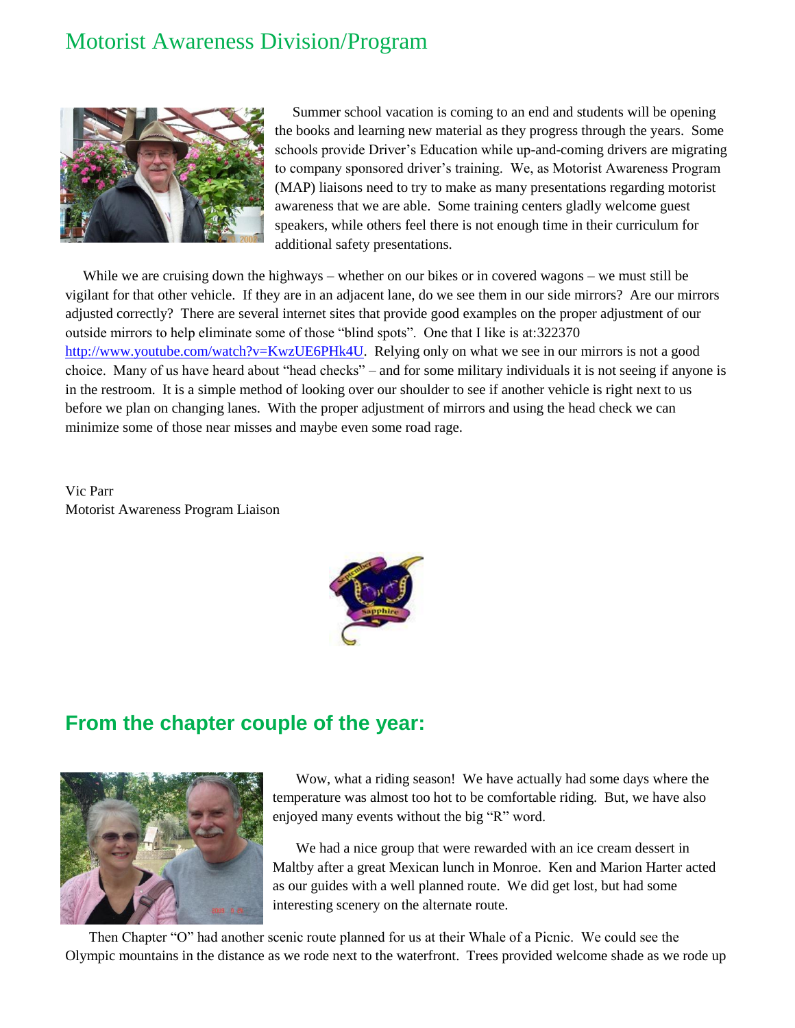# Motorist Awareness Division/Program

Summer school vacation is coming to an end and students will be opening the books and learning new material as they progress through the years. Some schools provide Driver's Education while up-and-coming drivers are migrating to company sponsored driver's training. We, as Motorist Awareness Program (MAP) liaisons need to try to make as many presentations regarding motorist awareness that we are able. Some training centers gladly welcome guest speakers, while others feel there is not enough time in their curriculum for additional safety presentations.

While we are cruising down the highways – whether on our bikes or in covered wagons – we must still be vigilant for that other vehicle. If they are in an adjacent lane, do we see them in our side mirrors? Are our mirrors adjusted correctly? There are several internet sites that provide good examples on the proper adjustment of our outside mirrors to help eliminate some of those "blind spots". One that I like is at:322370 http://www.youtube.com/watch?v=KwzUE6PHk4U. Relying only on what we see in our mirrors is not a good choice. Many of us have heard about "head checks" – and for some military individuals it is not seeing if anyone is in the restroom. It is a simple method of looking over our shoulder to see if another vehicle is right next to us before we plan on changing lanes. With the proper adjustment of mirrors and using the head check we can minimize some of those near misses and maybe even some road rage.

Vic Parr
Motorist Awareness Program Liaison

## From the chapter couple of the year:

Wow, what a riding season! We have actually had some days where the temperature was almost too hot to be comfortable riding. But, we have also enjoyed many events without the big "R" word.

We had a nice group that were rewarded with an ice cream dessert in Maltby after a great Mexican lunch in Monroe. Ken and Marion Harter acted as our guides with a well planned route. We did get lost, but had some interesting scenery on the alternate route.

Then Chapter "O" had another scenic route planned for us at their Whale of a Picnic. We could see the Olympic mountains in the distance as we rode next to the waterfront. Trees provided welcome shade as we rode up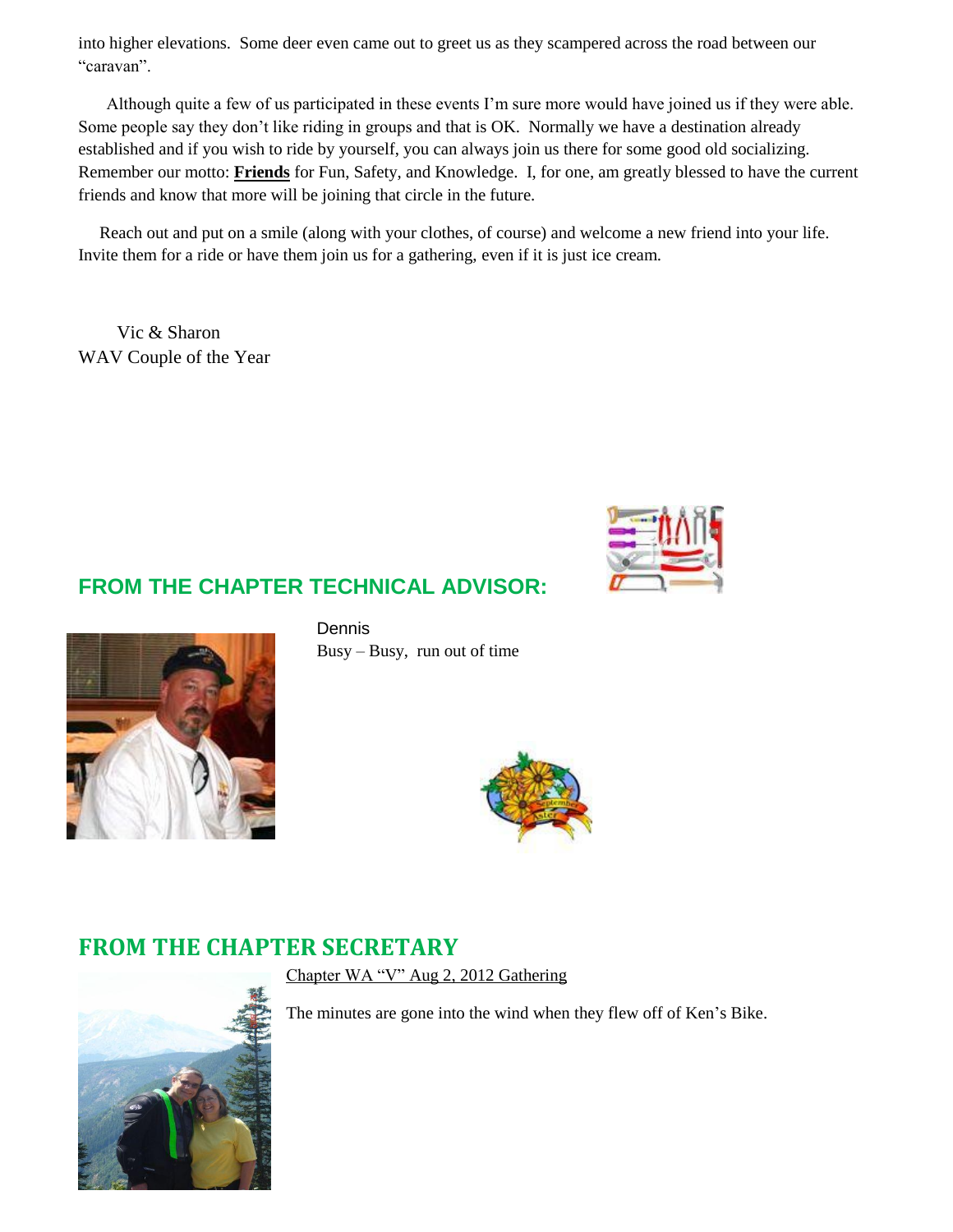into higher elevations. Some deer even came out to greet us as they scampered across the road between our "caravan".

Although quite a few of us participated in these events I'm sure more would have joined us if they were able. Some people say they don't like riding in groups and that is OK. Normally we have a destination already established and if you wish to ride by yourself, you can always join us there for some good old socializing. Remember our motto: **Friends** for Fun, Safety, and Knowledge. I, for one, am greatly blessed to have the current friends and know that more will be joining that circle in the future.

Reach out and put on a smile (along with your clothes, of course) and welcome a new friend into your life. Invite them for a ride or have them join us for a gathering, even if it is just ice cream.

Vic & Sharon
WAV Couple of the Year

## FROM THE CHAPTER TECHNICAL ADVISOR:

Dennis
Busy – Busy, run out of time

## FROM THE CHAPTER SECRETARY

Chapter WA "V" Aug 2, 2012 Gathering

The minutes are gone into the wind when they flew off of Ken's Bike.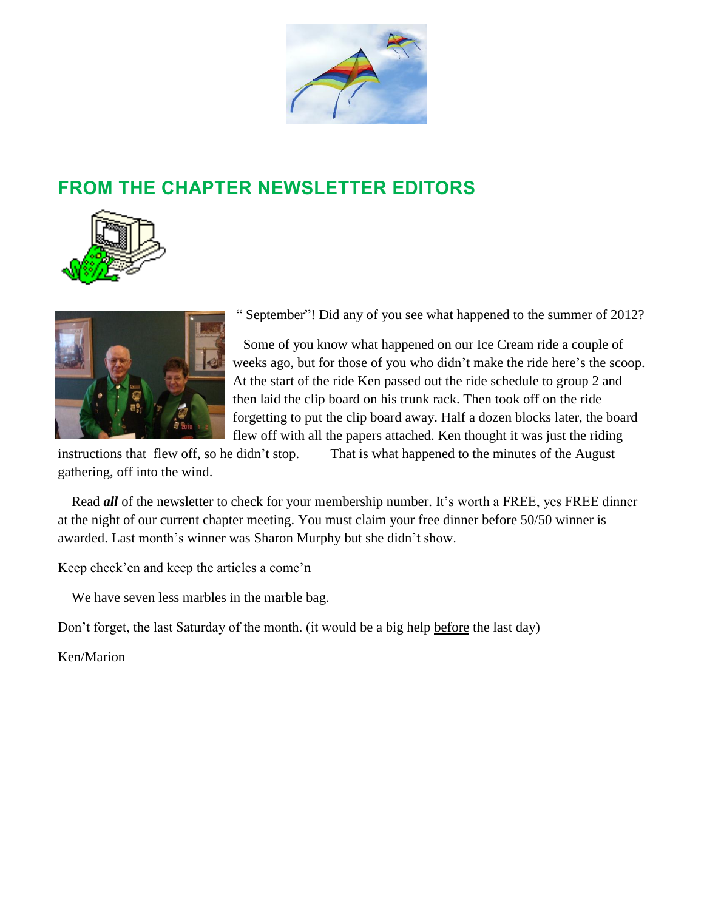## FROM THE CHAPTER NEWSLETTER EDITORS

" September"! Did any of you see what happened to the summer of 2012?

Some of you know what happened on our Ice Cream ride a couple of weeks ago, but for those of you who didn't make the ride here's the scoop. At the start of the ride Ken passed out the ride schedule to group 2 and then laid the clip board on his trunk rack. Then took off on the ride forgetting to put the clip board away. Half a dozen blocks later, the board flew off with all the papers attached. Ken thought it was just the riding instructions that flew off, so he didn't stop. That is what happened to the minutes of the August gathering, off into the wind.

Read ***all*** of the newsletter to check for your membership number. It's worth a FREE, yes FREE dinner at the night of our current chapter meeting. You must claim your free dinner before 50/50 winner is awarded. Last month's winner was Sharon Murphy but she didn't show.

Keep check'en and keep the articles a come'n

We have seven less marbles in the marble bag.

Don't forget, the last Saturday of the month. (it would be a big help <u>before</u> the last day)

Ken/Marion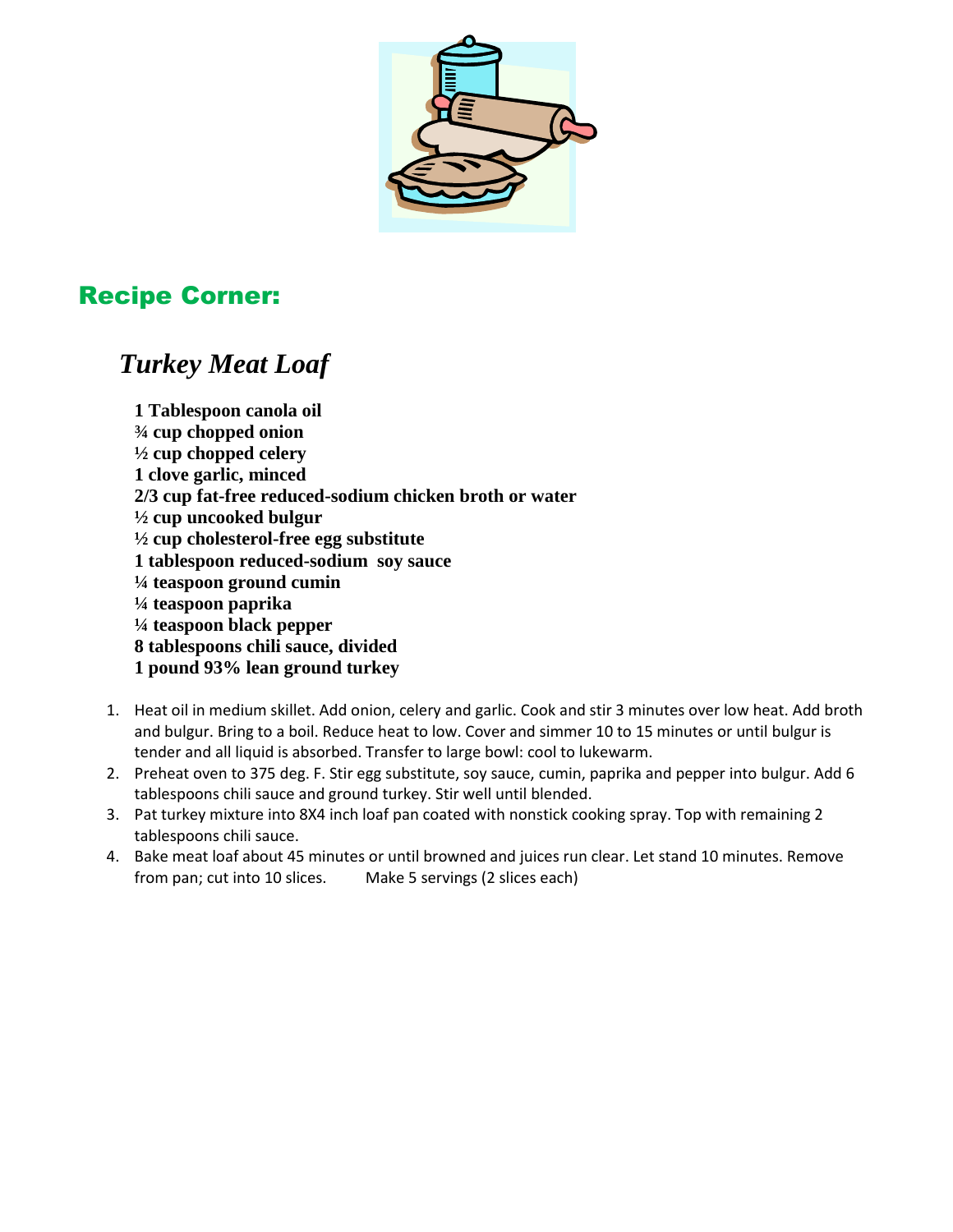## Recipe Corner:

### *Turkey Meat Loaf*

**1 Tablespoon canola oil**
**¾ cup chopped onion**
**½ cup chopped celery**
**1 clove garlic, minced**
**2/3 cup fat-free reduced-sodium chicken broth or water**
**½ cup uncooked bulgur**
**½ cup cholesterol-free egg substitute**
**1 tablespoon reduced-sodium soy sauce**
**¼ teaspoon ground cumin**
**¼ teaspoon paprika**
**¼ teaspoon black pepper**
**8 tablespoons chili sauce, divided**
**1 pound 93% lean ground turkey**

1. Heat oil in medium skillet. Add onion, celery and garlic. Cook and stir 3 minutes over low heat. Add broth and bulgur. Bring to a boil. Reduce heat to low. Cover and simmer 10 to 15 minutes or until bulgur is tender and all liquid is absorbed. Transfer to large bowl: cool to lukewarm.
2. Preheat oven to 375 deg. F. Stir egg substitute, soy sauce, cumin, paprika and pepper into bulgur. Add 6 tablespoons chili sauce and ground turkey. Stir well until blended.
3. Pat turkey mixture into 8X4 inch loaf pan coated with nonstick cooking spray. Top with remaining 2 tablespoons chili sauce.
4. Bake meat loaf about 45 minutes or until browned and juices run clear. Let stand 10 minutes. Remove from pan; cut into 10 slices. Make 5 servings (2 slices each)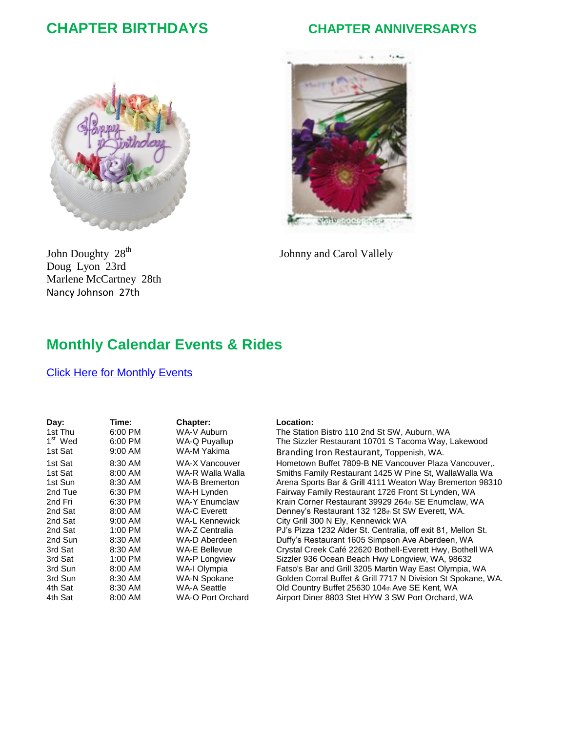## CHAPTER BIRTHDAYS

John Doughty 28th
Doug Lyon 23rd
Marlene McCartney 28th
Nancy Johnson 27th

## CHAPTER ANNIVERSARYS

Johnny and Carol Vallely

## Monthly Calendar Events & Rides

[Click Here for Monthly Events]

| Day: | Time: | Chapter: | Location: |
|---|---|---|---|
| 1st Thu | 6:00 PM | WA-V Auburn | The Station Bistro 110 2nd St SW, Auburn, WA |
| 1st Wed | 6:00 PM | WA-Q Puyallup | The Sizzler Restaurant 10701 S Tacoma Way, Lakewood |
| 1st Sat | 9:00 AM | WA-M Yakima | Branding Iron Restaurant, Toppenish, WA. |
| 1st Sat | 8:30 AM | WA-X Vancouver | Hometown Buffet 7809-B NE Vancouver Plaza Vancouver,. |
| 1st Sat | 8:00 AM | WA-R Walla Walla | Smiths Family Restaurant 1425 W Pine St, WallaWalla Wa |
| 1st Sun | 8:30 AM | WA-B Bremerton | Arena Sports Bar & Grill 4111 Weaton Way Bremerton 98310 |
| 2nd Tue | 6:30 PM | WA-H Lynden | Fairway Family Restaurant 1726 Front St Lynden, WA |
| 2nd Fri | 6:30 PM | WA-Y Enumclaw | Krain Corner Restaurant 39929 264th SE Enumclaw, WA |
| 2nd Sat | 8:00 AM | WA-C Everett | Denney's Restaurant 132 128th St SW Everett, WA. |
| 2nd Sat | 9:00 AM | WA-L Kennewick | City Grill 300 N Ely, Kennewick WA |
| 2nd Sat | 1:00 PM | WA-Z Centralia | PJ's Pizza 1232 Alder St. Centralia, off exit 81, Mellon St. |
| 2nd Sun | 8:30 AM | WA-D Aberdeen | Duffy's Restaurant 1605 Simpson Ave Aberdeen, WA |
| 3rd Sat | 8:30 AM | WA-E Bellevue | Crystal Creek Café 22620 Bothell-Everett Hwy, Bothell WA |
| 3rd Sat | 1:00 PM | WA-P Longview | Sizzler 936 Ocean Beach Hwy Longview, WA, 98632 |
| 3rd Sun | 8:00 AM | WA-I Olympia | Fatso's Bar and Grill 3205 Martin Way East Olympia, WA |
| 3rd Sun | 8:30 AM | WA-N Spokane | Golden Corral Buffet & Grill 7717 N Division St Spokane, WA. |
| 4th Sat | 8:30 AM | WA-A Seattle | Old Country Buffet 25630 104th Ave SE Kent, WA |
| 4th Sat | 8:00 AM | WA-O Port Orchard | Airport Diner 8803 Stet HYW 3 SW Port Orchard, WA |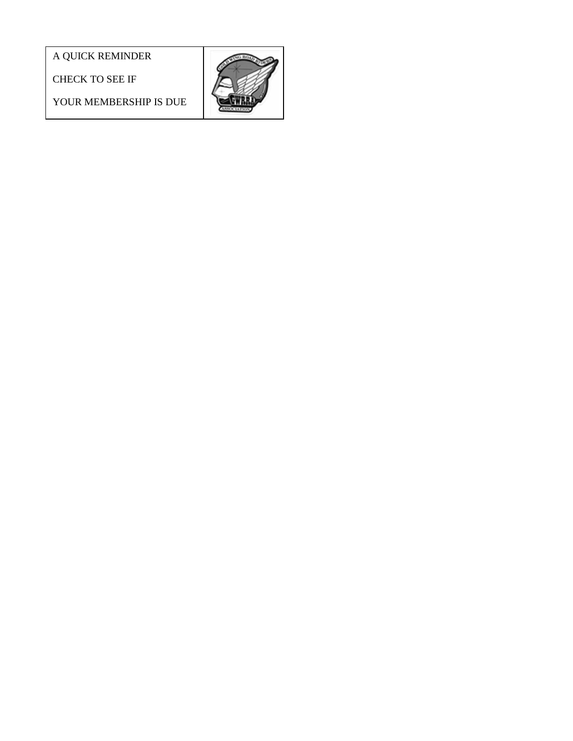| | |
|---|---|
| A QUICK REMINDER<br><br>CHECK TO SEE IF<br><br>YOUR MEMBERSHIP IS DUE | |